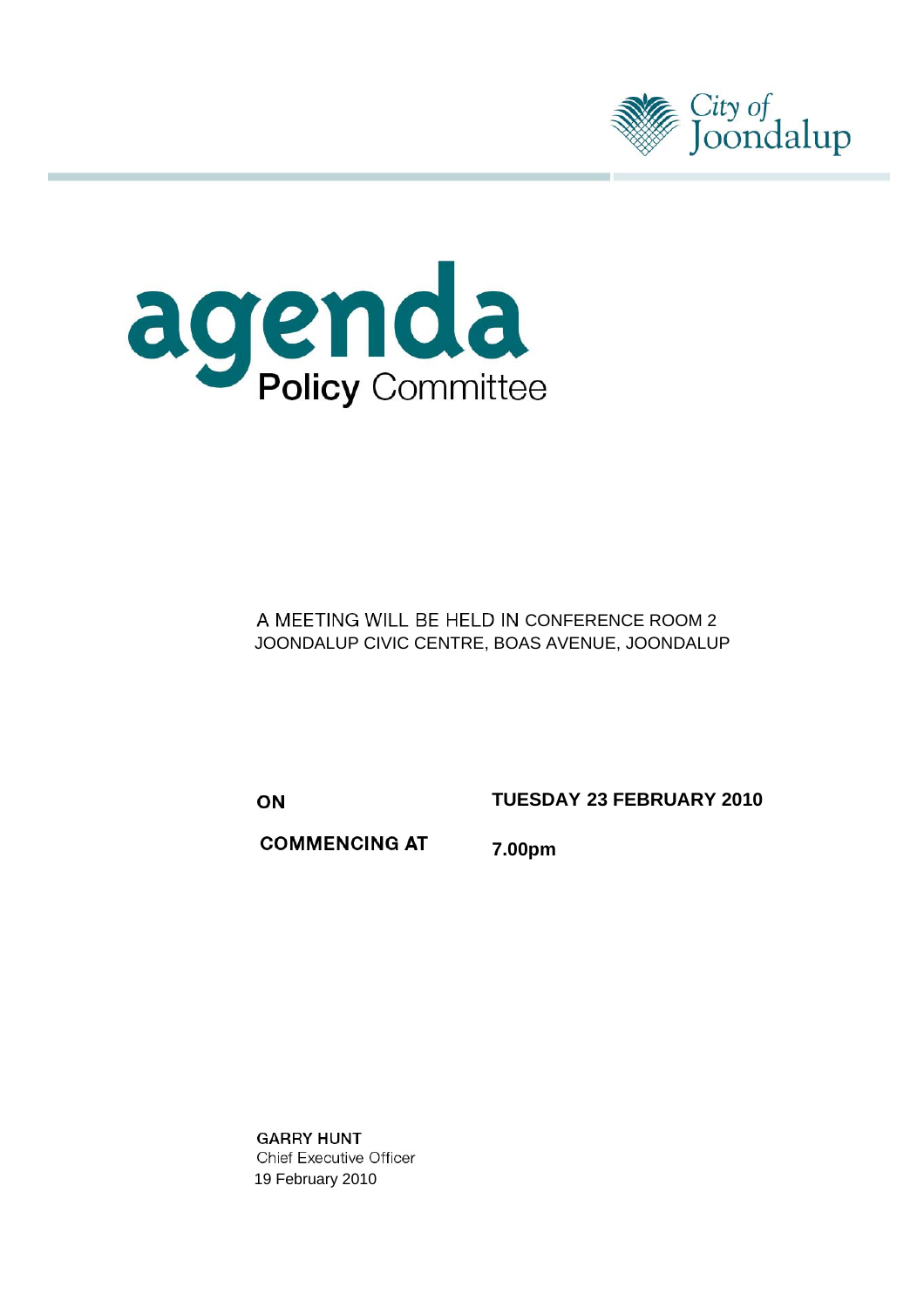City of Joondalup

# agenda

## Policy Committee

A MEETING WILL BE HELD IN CONFERENCE ROOM 2
JOONDALUP CIVIC CENTRE, BOAS AVENUE, JOONDALUP

**ON** **TUESDAY 23 FEBRUARY 2010**

**COMMENCING AT** **7.00pm**

**GARRY HUNT**
Chief Executive Officer
19 February 2010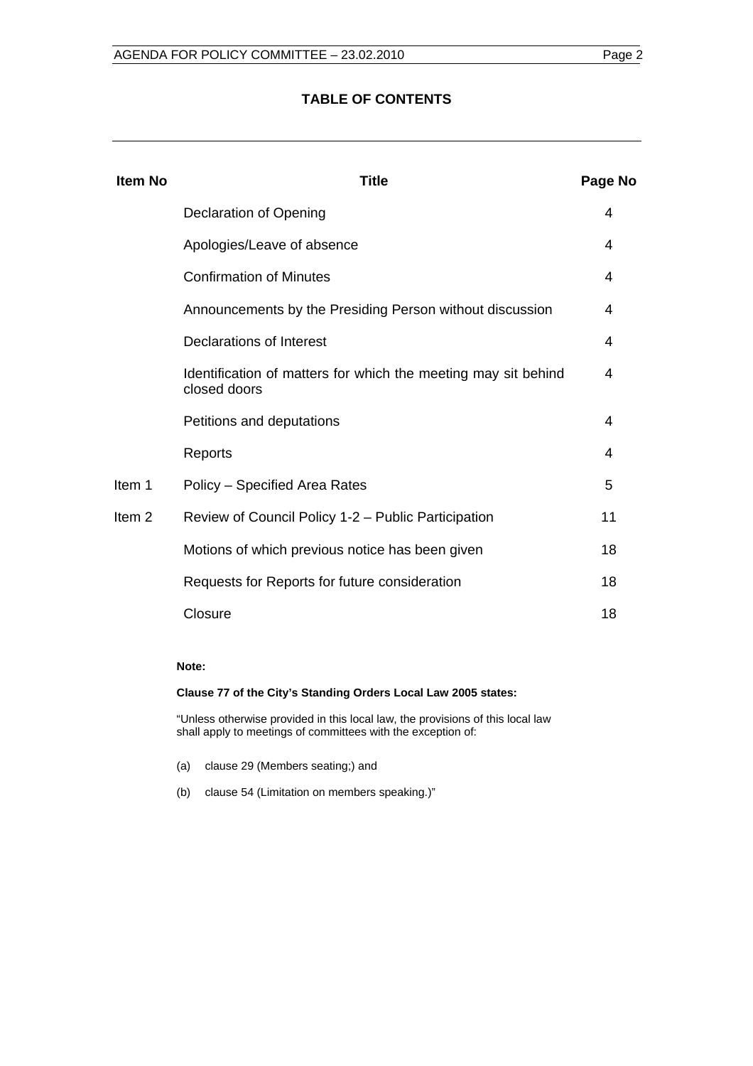# TABLE OF CONTENTS

| Item No | Title | Page No |
|---|---|---|
| | Declaration of Opening | 4 |
| | Apologies/Leave of absence | 4 |
| | Confirmation of Minutes | 4 |
| | Announcements by the Presiding Person without discussion | 4 |
| | Declarations of Interest | 4 |
| | Identification of matters for which the meeting may sit behind closed doors | 4 |
| | Petitions and deputations | 4 |
| | Reports | 4 |
| Item 1 | Policy – Specified Area Rates | 5 |
| Item 2 | Review of Council Policy 1-2 – Public Participation | 11 |
| | Motions of which previous notice has been given | 18 |
| | Requests for Reports for future consideration | 18 |
| | Closure | 18 |

**Note:**

**Clause 77 of the City's Standing Orders Local Law 2005 states:**

"Unless otherwise provided in this local law, the provisions of this local law shall apply to meetings of committees with the exception of:

(a) clause 29 (Members seating;) and

(b) clause 54 (Limitation on members speaking.)"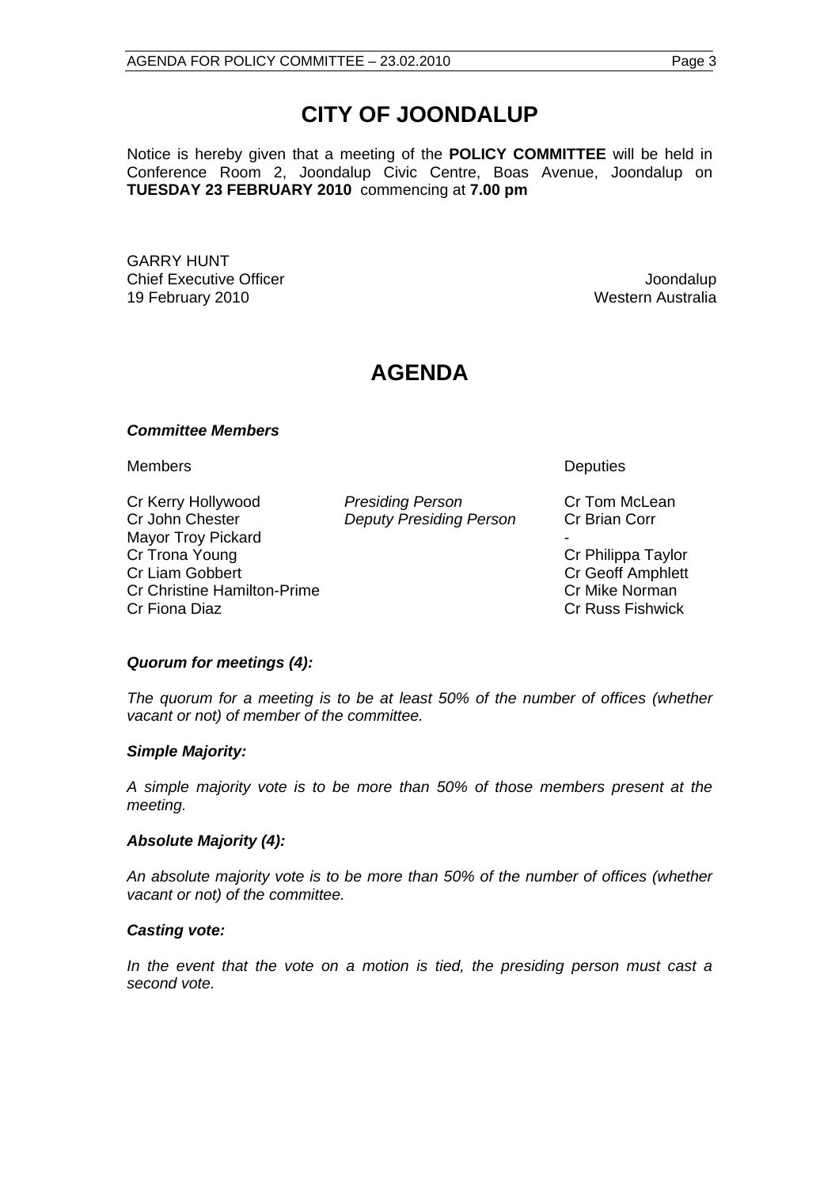# CITY OF JOONDALUP

Notice is hereby given that a meeting of the **POLICY COMMITTEE** will be held in Conference Room 2, Joondalup Civic Centre, Boas Avenue, Joondalup on **TUESDAY 23 FEBRUARY 2010** commencing at **7.00 pm**

GARRY HUNT
Chief Executive Officer
19 February 2010

Joondalup
Western Australia

# AGENDA

### *Committee Members*

| Members | | Deputies |
|---|---|---|
| Cr Kerry Hollywood | *Presiding Person* | Cr Tom McLean |
| Cr John Chester | *Deputy Presiding Person* | Cr Brian Corr |
| Mayor Troy Pickard | | - |
| Cr Trona Young | | Cr Philippa Taylor |
| Cr Liam Gobbert | | Cr Geoff Amphlett |
| Cr Christine Hamilton-Prime | | Cr Mike Norman |
| Cr Fiona Diaz | | Cr Russ Fishwick |

### *Quorum for meetings (4):*

*The quorum for a meeting is to be at least 50% of the number of offices (whether vacant or not) of member of the committee.*

### *Simple Majority:*

*A simple majority vote is to be more than 50% of those members present at the meeting.*

### *Absolute Majority (4):*

*An absolute majority vote is to be more than 50% of the number of offices (whether vacant or not) of the committee.*

### *Casting vote:*

*In the event that the vote on a motion is tied, the presiding person must cast a second vote.*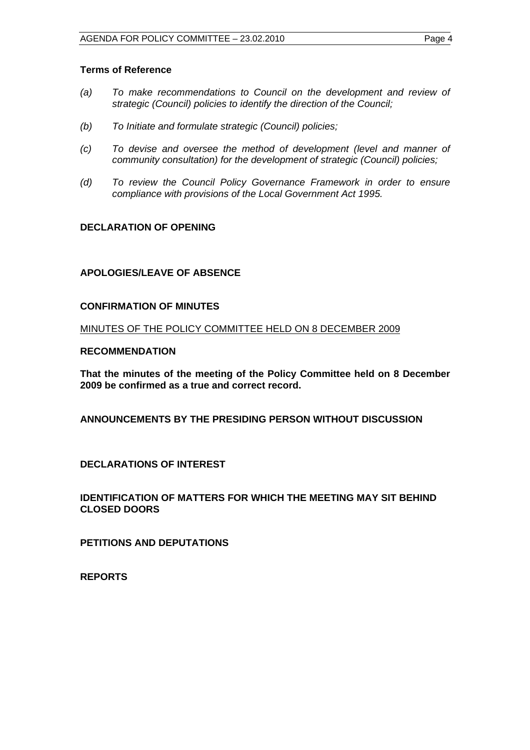**Terms of Reference**

*(a) To make recommendations to Council on the development and review of strategic (Council) policies to identify the direction of the Council;*

*(b) To Initiate and formulate strategic (Council) policies;*

*(c) To devise and oversee the method of development (level and manner of community consultation) for the development of strategic (Council) policies;*

*(d) To review the Council Policy Governance Framework in order to ensure compliance with provisions of the Local Government Act 1995.*

**DECLARATION OF OPENING**

**APOLOGIES/LEAVE OF ABSENCE**

**CONFIRMATION OF MINUTES**

<u>MINUTES OF THE POLICY COMMITTEE HELD ON 8 DECEMBER 2009</u>

**RECOMMENDATION**

**That the minutes of the meeting of the Policy Committee held on 8 December 2009 be confirmed as a true and correct record.**

**ANNOUNCEMENTS BY THE PRESIDING PERSON WITHOUT DISCUSSION**

**DECLARATIONS OF INTEREST**

**IDENTIFICATION OF MATTERS FOR WHICH THE MEETING MAY SIT BEHIND CLOSED DOORS**

**PETITIONS AND DEPUTATIONS**

**REPORTS**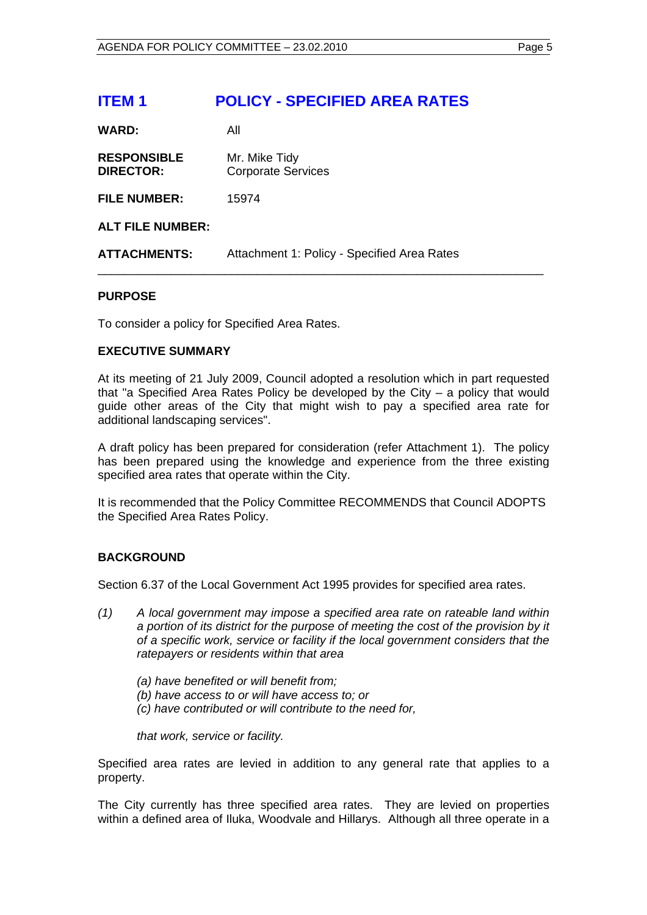# ITEM 1 POLICY - SPECIFIED AREA RATES

| | |
|---|---|
| **WARD:** | All |
| **RESPONSIBLE DIRECTOR:** | Mr. Mike Tidy<br>Corporate Services |
| **FILE NUMBER:** | 15974 |
| **ALT FILE NUMBER:** | |
| **ATTACHMENTS:** | Attachment 1: Policy - Specified Area Rates |

---

## PURPOSE

To consider a policy for Specified Area Rates.

## EXECUTIVE SUMMARY

At its meeting of 21 July 2009, Council adopted a resolution which in part requested that "a Specified Area Rates Policy be developed by the City – a policy that would guide other areas of the City that might wish to pay a specified area rate for additional landscaping services".

A draft policy has been prepared for consideration (refer Attachment 1). The policy has been prepared using the knowledge and experience from the three existing specified area rates that operate within the City.

It is recommended that the Policy Committee RECOMMENDS that Council ADOPTS the Specified Area Rates Policy.

## BACKGROUND

Section 6.37 of the Local Government Act 1995 provides for specified area rates.

*(1) A local government may impose a specified area rate on rateable land within a portion of its district for the purpose of meeting the cost of the provision by it of a specific work, service or facility if the local government considers that the ratepayers or residents within that area*

*(a) have benefited or will benefit from;*
*(b) have access to or will have access to; or*
*(c) have contributed or will contribute to the need for,*

*that work, service or facility.*

Specified area rates are levied in addition to any general rate that applies to a property.

The City currently has three specified area rates. They are levied on properties within a defined area of Iluka, Woodvale and Hillarys. Although all three operate in a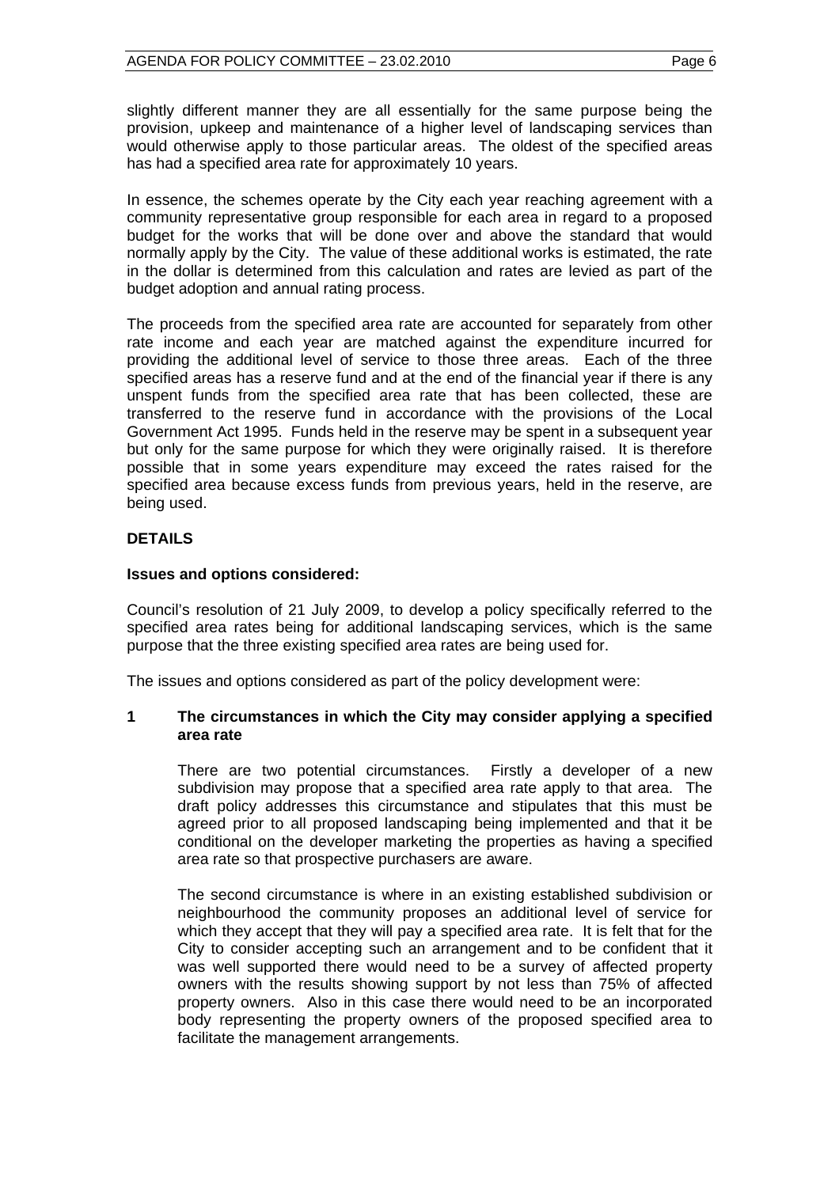slightly different manner they are all essentially for the same purpose being the provision, upkeep and maintenance of a higher level of landscaping services than would otherwise apply to those particular areas. The oldest of the specified areas has had a specified area rate for approximately 10 years.

In essence, the schemes operate by the City each year reaching agreement with a community representative group responsible for each area in regard to a proposed budget for the works that will be done over and above the standard that would normally apply by the City. The value of these additional works is estimated, the rate in the dollar is determined from this calculation and rates are levied as part of the budget adoption and annual rating process.

The proceeds from the specified area rate are accounted for separately from other rate income and each year are matched against the expenditure incurred for providing the additional level of service to those three areas. Each of the three specified areas has a reserve fund and at the end of the financial year if there is any unspent funds from the specified area rate that has been collected, these are transferred to the reserve fund in accordance with the provisions of the Local Government Act 1995. Funds held in the reserve may be spent in a subsequent year but only for the same purpose for which they were originally raised. It is therefore possible that in some years expenditure may exceed the rates raised for the specified area because excess funds from previous years, held in the reserve, are being used.

## DETAILS

**Issues and options considered:**

Council's resolution of 21 July 2009, to develop a policy specifically referred to the specified area rates being for additional landscaping services, which is the same purpose that the three existing specified area rates are being used for.

The issues and options considered as part of the policy development were:

**1 The circumstances in which the City may consider applying a specified area rate**

There are two potential circumstances. Firstly a developer of a new subdivision may propose that a specified area rate apply to that area. The draft policy addresses this circumstance and stipulates that this must be agreed prior to all proposed landscaping being implemented and that it be conditional on the developer marketing the properties as having a specified area rate so that prospective purchasers are aware.

The second circumstance is where in an existing established subdivision or neighbourhood the community proposes an additional level of service for which they accept that they will pay a specified area rate. It is felt that for the City to consider accepting such an arrangement and to be confident that it was well supported there would need to be a survey of affected property owners with the results showing support by not less than 75% of affected property owners. Also in this case there would need to be an incorporated body representing the property owners of the proposed specified area to facilitate the management arrangements.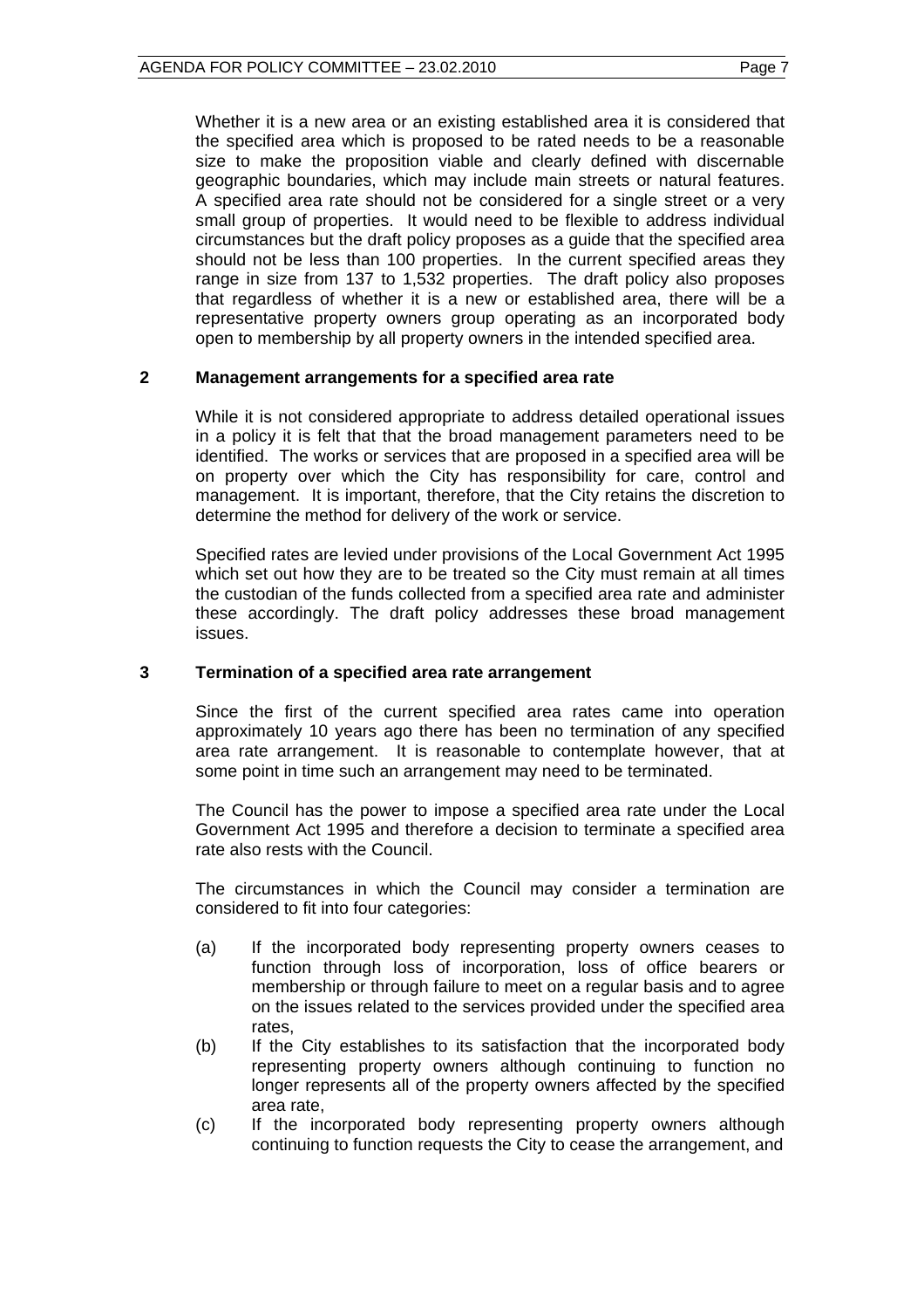Whether it is a new area or an existing established area it is considered that the specified area which is proposed to be rated needs to be a reasonable size to make the proposition viable and clearly defined with discernable geographic boundaries, which may include main streets or natural features. A specified area rate should not be considered for a single street or a very small group of properties. It would need to be flexible to address individual circumstances but the draft policy proposes as a guide that the specified area should not be less than 100 properties. In the current specified areas they range in size from 137 to 1,532 properties. The draft policy also proposes that regardless of whether it is a new or established area, there will be a representative property owners group operating as an incorporated body open to membership by all property owners in the intended specified area.

## 2 Management arrangements for a specified area rate

While it is not considered appropriate to address detailed operational issues in a policy it is felt that that the broad management parameters need to be identified. The works or services that are proposed in a specified area will be on property over which the City has responsibility for care, control and management. It is important, therefore, that the City retains the discretion to determine the method for delivery of the work or service.

Specified rates are levied under provisions of the Local Government Act 1995 which set out how they are to be treated so the City must remain at all times the custodian of the funds collected from a specified area rate and administer these accordingly. The draft policy addresses these broad management issues.

## 3 Termination of a specified area rate arrangement

Since the first of the current specified area rates came into operation approximately 10 years ago there has been no termination of any specified area rate arrangement. It is reasonable to contemplate however, that at some point in time such an arrangement may need to be terminated.

The Council has the power to impose a specified area rate under the Local Government Act 1995 and therefore a decision to terminate a specified area rate also rests with the Council.

The circumstances in which the Council may consider a termination are considered to fit into four categories:

(a) If the incorporated body representing property owners ceases to function through loss of incorporation, loss of office bearers or membership or through failure to meet on a regular basis and to agree on the issues related to the services provided under the specified area rates,

(b) If the City establishes to its satisfaction that the incorporated body representing property owners although continuing to function no longer represents all of the property owners affected by the specified area rate,

(c) If the incorporated body representing property owners although continuing to function requests the City to cease the arrangement, and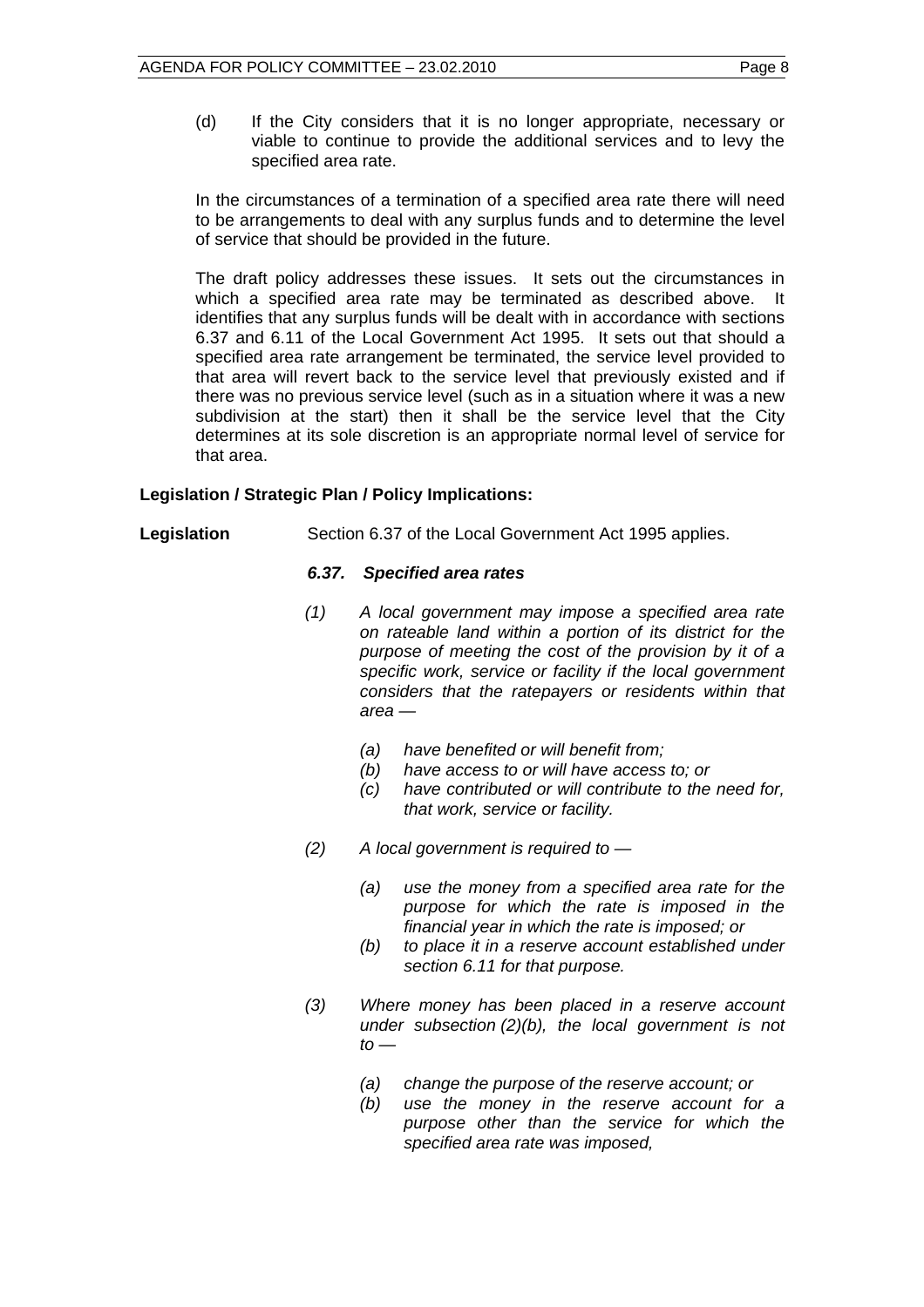(d) If the City considers that it is no longer appropriate, necessary or viable to continue to provide the additional services and to levy the specified area rate.

In the circumstances of a termination of a specified area rate there will need to be arrangements to deal with any surplus funds and to determine the level of service that should be provided in the future.

The draft policy addresses these issues. It sets out the circumstances in which a specified area rate may be terminated as described above. It identifies that any surplus funds will be dealt with in accordance with sections 6.37 and 6.11 of the Local Government Act 1995. It sets out that should a specified area rate arrangement be terminated, the service level provided to that area will revert back to the service level that previously existed and if there was no previous service level (such as in a situation where it was a new subdivision at the start) then it shall be the service level that the City determines at its sole discretion is an appropriate normal level of service for that area.

**Legislation / Strategic Plan / Policy Implications:**

**Legislation** Section 6.37 of the Local Government Act 1995 applies.

***6.37. Specified area rates***

*(1) A local government may impose a specified area rate on rateable land within a portion of its district for the purpose of meeting the cost of the provision by it of a specific work, service or facility if the local government considers that the ratepayers or residents within that area —*

*(a) have benefited or will benefit from;*

*(b) have access to or will have access to; or*

*(c) have contributed or will contribute to the need for, that work, service or facility.*

*(2) A local government is required to —*

*(a) use the money from a specified area rate for the purpose for which the rate is imposed in the financial year in which the rate is imposed; or*

*(b) to place it in a reserve account established under section 6.11 for that purpose.*

*(3) Where money has been placed in a reserve account under subsection (2)(b), the local government is not to —*

*(a) change the purpose of the reserve account; or*

*(b) use the money in the reserve account for a purpose other than the service for which the specified area rate was imposed,*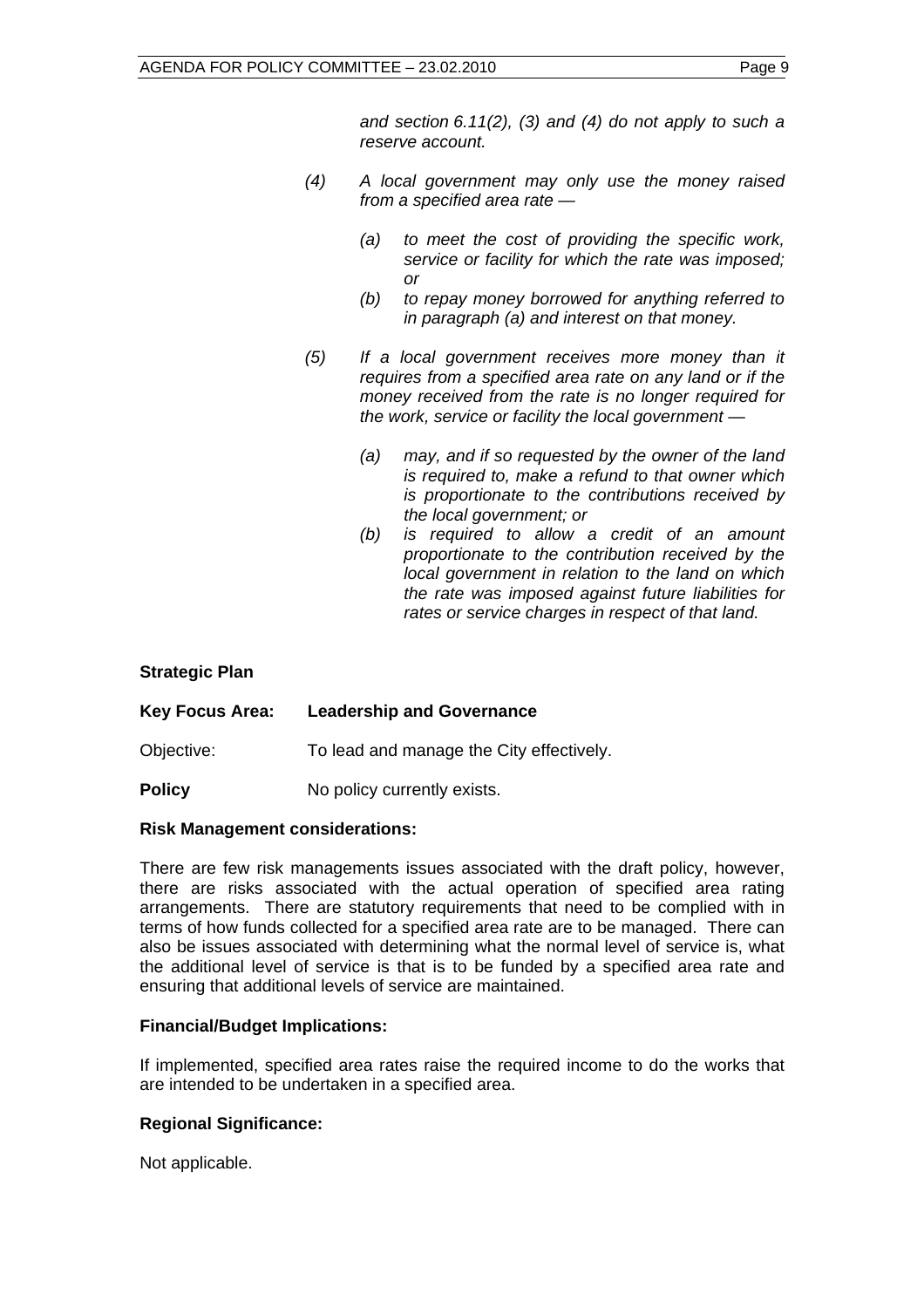*and section 6.11(2), (3) and (4) do not apply to such a reserve account.*

*(4) A local government may only use the money raised from a specified area rate —*

*(a) to meet the cost of providing the specific work, service or facility for which the rate was imposed; or*

*(b) to repay money borrowed for anything referred to in paragraph (a) and interest on that money.*

*(5) If a local government receives more money than it requires from a specified area rate on any land or if the money received from the rate is no longer required for the work, service or facility the local government —*

*(a) may, and if so requested by the owner of the land is required to, make a refund to that owner which is proportionate to the contributions received by the local government; or*

*(b) is required to allow a credit of an amount proportionate to the contribution received by the local government in relation to the land on which the rate was imposed against future liabilities for rates or service charges in respect of that land.*

**Strategic Plan**

**Key Focus Area: Leadership and Governance**

Objective: To lead and manage the City effectively.

**Policy** No policy currently exists.

**Risk Management considerations:**

There are few risk managements issues associated with the draft policy, however, there are risks associated with the actual operation of specified area rating arrangements. There are statutory requirements that need to be complied with in terms of how funds collected for a specified area rate are to be managed. There can also be issues associated with determining what the normal level of service is, what the additional level of service is that is to be funded by a specified area rate and ensuring that additional levels of service are maintained.

**Financial/Budget Implications:**

If implemented, specified area rates raise the required income to do the works that are intended to be undertaken in a specified area.

**Regional Significance:**

Not applicable.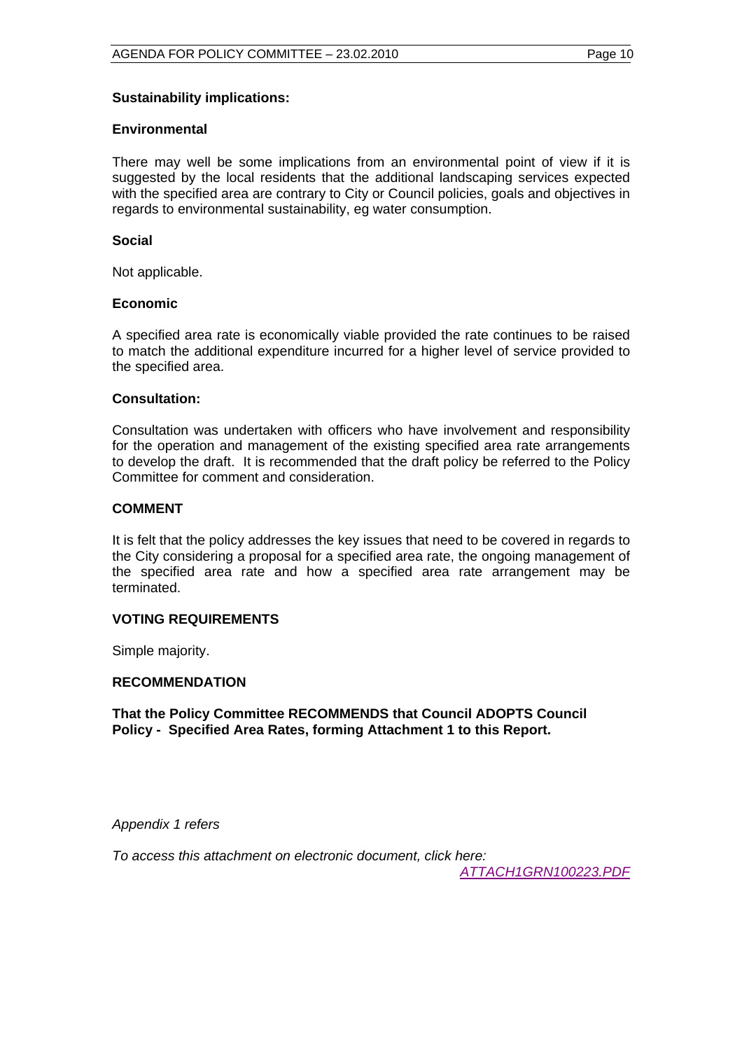**Sustainability implications:**

**Environmental**

There may well be some implications from an environmental point of view if it is suggested by the local residents that the additional landscaping services expected with the specified area are contrary to City or Council policies, goals and objectives in regards to environmental sustainability, eg water consumption.

**Social**

Not applicable.

**Economic**

A specified area rate is economically viable provided the rate continues to be raised to match the additional expenditure incurred for a higher level of service provided to the specified area.

**Consultation:**

Consultation was undertaken with officers who have involvement and responsibility for the operation and management of the existing specified area rate arrangements to develop the draft. It is recommended that the draft policy be referred to the Policy Committee for comment and consideration.

**COMMENT**

It is felt that the policy addresses the key issues that need to be covered in regards to the City considering a proposal for a specified area rate, the ongoing management of the specified area rate and how a specified area rate arrangement may be terminated.

**VOTING REQUIREMENTS**

Simple majority.

**RECOMMENDATION**

**That the Policy Committee RECOMMENDS that Council ADOPTS Council Policy - Specified Area Rates, forming Attachment 1 to this Report.**

*Appendix 1 refers*

*To access this attachment on electronic document, click here: ATTACH1GRN100223.PDF*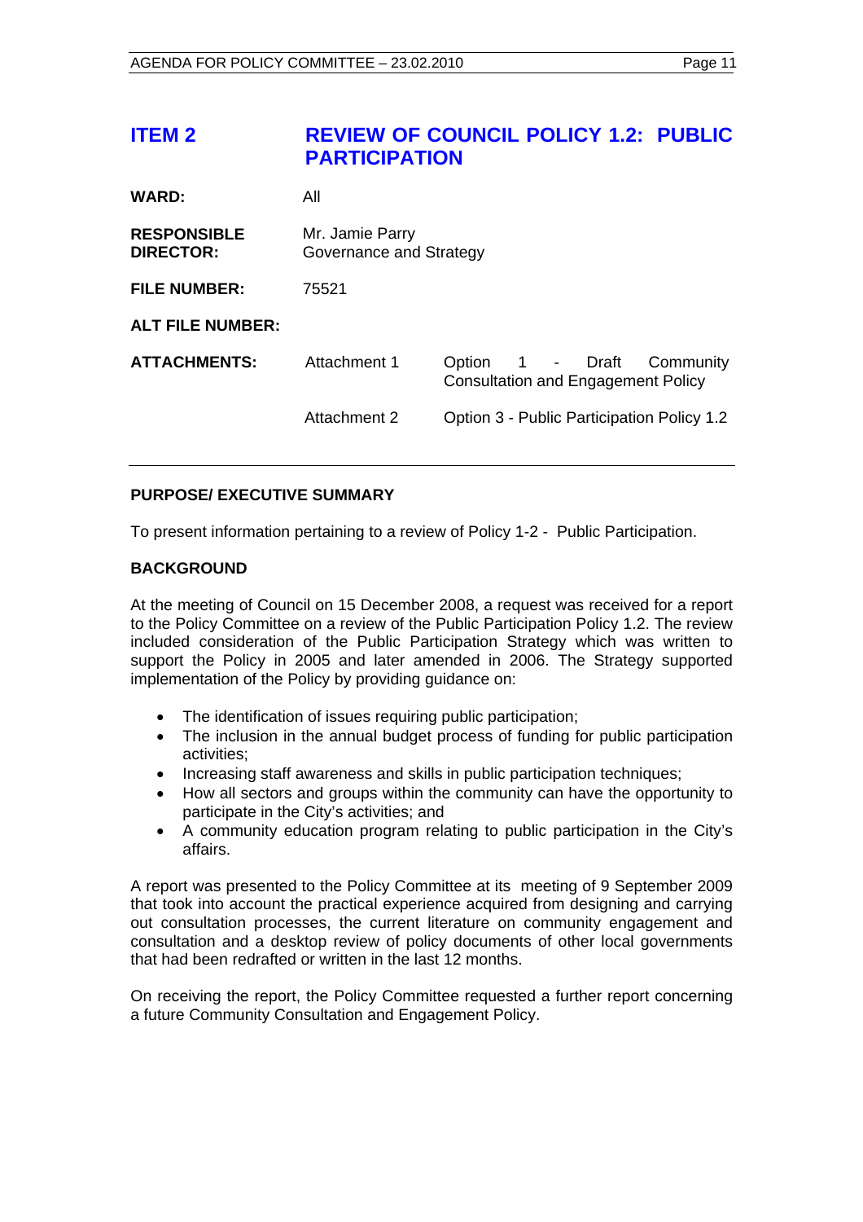## ITEM 2 REVIEW OF COUNCIL POLICY 1.2: PUBLIC PARTICIPATION

| | | |
|---|---|---|
| **WARD:** | All | |
| **RESPONSIBLE DIRECTOR:** | Mr. Jamie Parry<br>Governance and Strategy | |
| **FILE NUMBER:** | 75521 | |
| **ALT FILE NUMBER:** | | |
| **ATTACHMENTS:** | Attachment 1 | Option 1 - Draft Community Consultation and Engagement Policy |
| | Attachment 2 | Option 3 - Public Participation Policy 1.2 |

**PURPOSE/ EXECUTIVE SUMMARY**

To present information pertaining to a review of Policy 1-2 - Public Participation.

**BACKGROUND**

At the meeting of Council on 15 December 2008, a request was received for a report to the Policy Committee on a review of the Public Participation Policy 1.2. The review included consideration of the Public Participation Strategy which was written to support the Policy in 2005 and later amended in 2006. The Strategy supported implementation of the Policy by providing guidance on:

- The identification of issues requiring public participation;
- The inclusion in the annual budget process of funding for public participation activities;
- Increasing staff awareness and skills in public participation techniques;
- How all sectors and groups within the community can have the opportunity to participate in the City's activities; and
- A community education program relating to public participation in the City's affairs.

A report was presented to the Policy Committee at its meeting of 9 September 2009 that took into account the practical experience acquired from designing and carrying out consultation processes, the current literature on community engagement and consultation and a desktop review of policy documents of other local governments that had been redrafted or written in the last 12 months.

On receiving the report, the Policy Committee requested a further report concerning a future Community Consultation and Engagement Policy.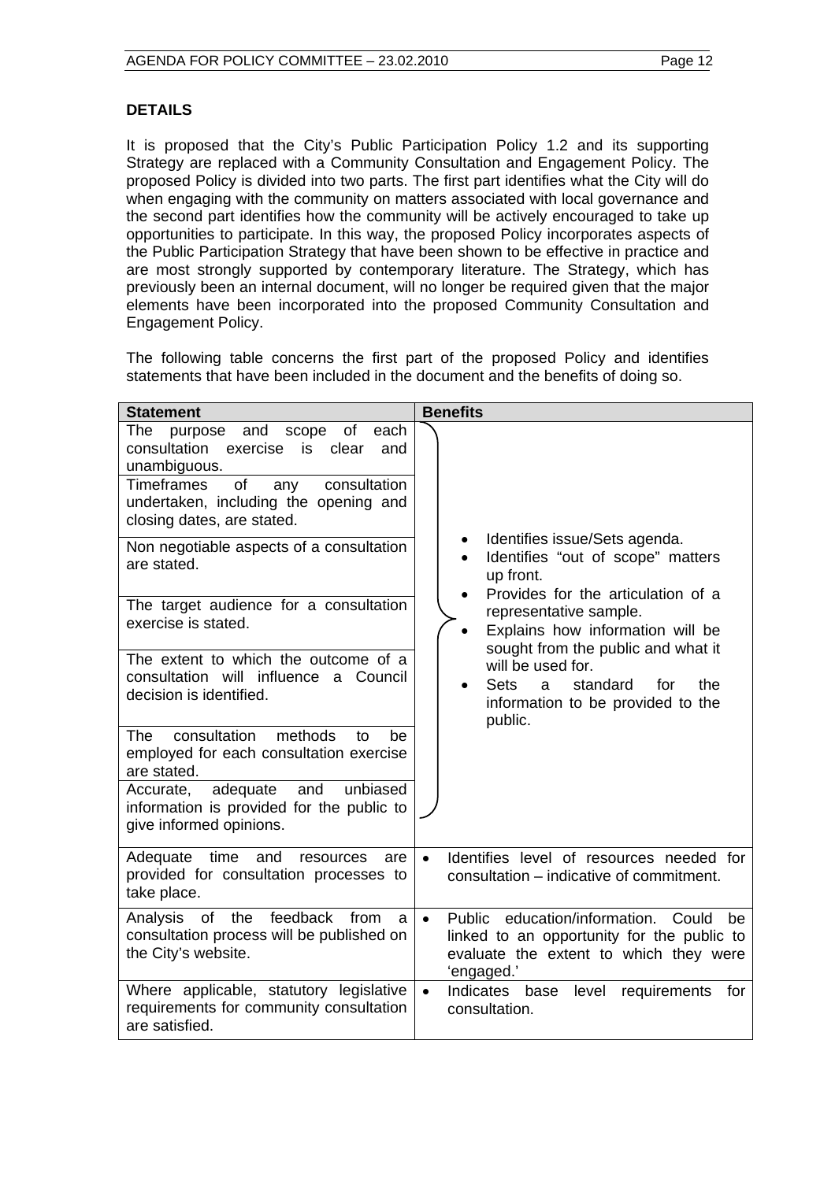## DETAILS

It is proposed that the City's Public Participation Policy 1.2 and its supporting Strategy are replaced with a Community Consultation and Engagement Policy. The proposed Policy is divided into two parts. The first part identifies what the City will do when engaging with the community on matters associated with local governance and the second part identifies how the community will be actively encouraged to take up opportunities to participate. In this way, the proposed Policy incorporates aspects of the Public Participation Strategy that have been shown to be effective in practice and are most strongly supported by contemporary literature. The Strategy, which has previously been an internal document, will no longer be required given that the major elements have been incorporated into the proposed Community Consultation and Engagement Policy.

The following table concerns the first part of the proposed Policy and identifies statements that have been included in the document and the benefits of doing so.

| Statement | Benefits |
|---|---|
| The purpose and scope of each consultation exercise is clear and unambiguous.<br>Timeframes of any consultation undertaken, including the opening and closing dates, are stated.<br>Non negotiable aspects of a consultation are stated.<br>The target audience for a consultation exercise is stated.<br>The extent to which the outcome of a consultation will influence a Council decision is identified.<br>The consultation methods to be employed for each consultation exercise are stated.<br>Accurate, adequate and unbiased information is provided for the public to give informed opinions. | • Identifies issue/Sets agenda.<br>• Identifies "out of scope" matters up front.<br>• Provides for the articulation of a representative sample.<br>• Explains how information will be sought from the public and what it will be used for.<br>• Sets a standard for the information to be provided to the public. |
| Adequate time and resources are provided for consultation processes to take place. | • Identifies level of resources needed for consultation – indicative of commitment. |
| Analysis of the feedback from a consultation process will be published on the City's website. | • Public education/information. Could be linked to an opportunity for the public to evaluate the extent to which they were 'engaged.' |
| Where applicable, statutory legislative requirements for community consultation are satisfied. | • Indicates base level requirements for consultation. |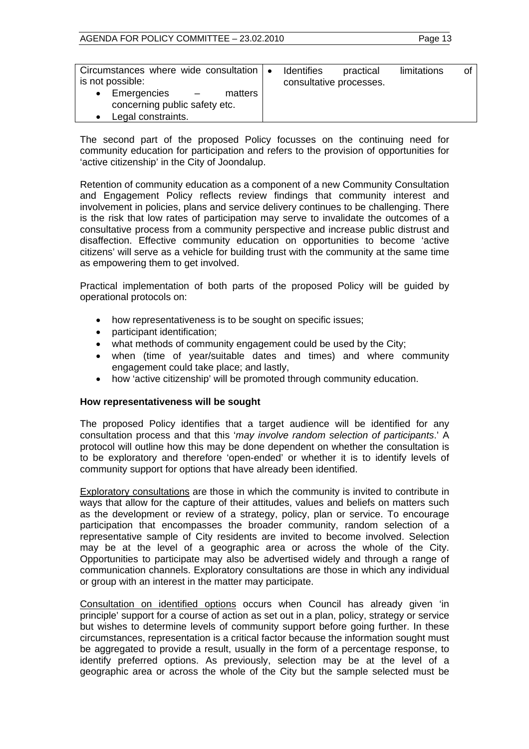| Circumstances where wide consultation is not possible:<br>• Emergencies – matters concerning public safety etc.<br>• Legal constraints. | • Identifies practical limitations of consultative processes. |
|---|---|

The second part of the proposed Policy focusses on the continuing need for community education for participation and refers to the provision of opportunities for 'active citizenship' in the City of Joondalup.

Retention of community education as a component of a new Community Consultation and Engagement Policy reflects review findings that community interest and involvement in policies, plans and service delivery continues to be challenging. There is the risk that low rates of participation may serve to invalidate the outcomes of a consultative process from a community perspective and increase public distrust and disaffection. Effective community education on opportunities to become 'active citizens' will serve as a vehicle for building trust with the community at the same time as empowering them to get involved.

Practical implementation of both parts of the proposed Policy will be guided by operational protocols on:

- how representativeness is to be sought on specific issues;
- participant identification;
- what methods of community engagement could be used by the City;
- when (time of year/suitable dates and times) and where community engagement could take place; and lastly,
- how 'active citizenship' will be promoted through community education.

**How representativeness will be sought**

The proposed Policy identifies that a target audience will be identified for any consultation process and that this '*may involve random selection of participants*.' A protocol will outline how this may be done dependent on whether the consultation is to be exploratory and therefore 'open-ended' or whether it is to identify levels of community support for options that have already been identified.

<u>Exploratory consultations</u> are those in which the community is invited to contribute in ways that allow for the capture of their attitudes, values and beliefs on matters such as the development or review of a strategy, policy, plan or service. To encourage participation that encompasses the broader community, random selection of a representative sample of City residents are invited to become involved. Selection may be at the level of a geographic area or across the whole of the City. Opportunities to participate may also be advertised widely and through a range of communication channels. Exploratory consultations are those in which any individual or group with an interest in the matter may participate.

<u>Consultation on identified options</u> occurs when Council has already given 'in principle' support for a course of action as set out in a plan, policy, strategy or service but wishes to determine levels of community support before going further. In these circumstances, representation is a critical factor because the information sought must be aggregated to provide a result, usually in the form of a percentage response, to identify preferred options. As previously, selection may be at the level of a geographic area or across the whole of the City but the sample selected must be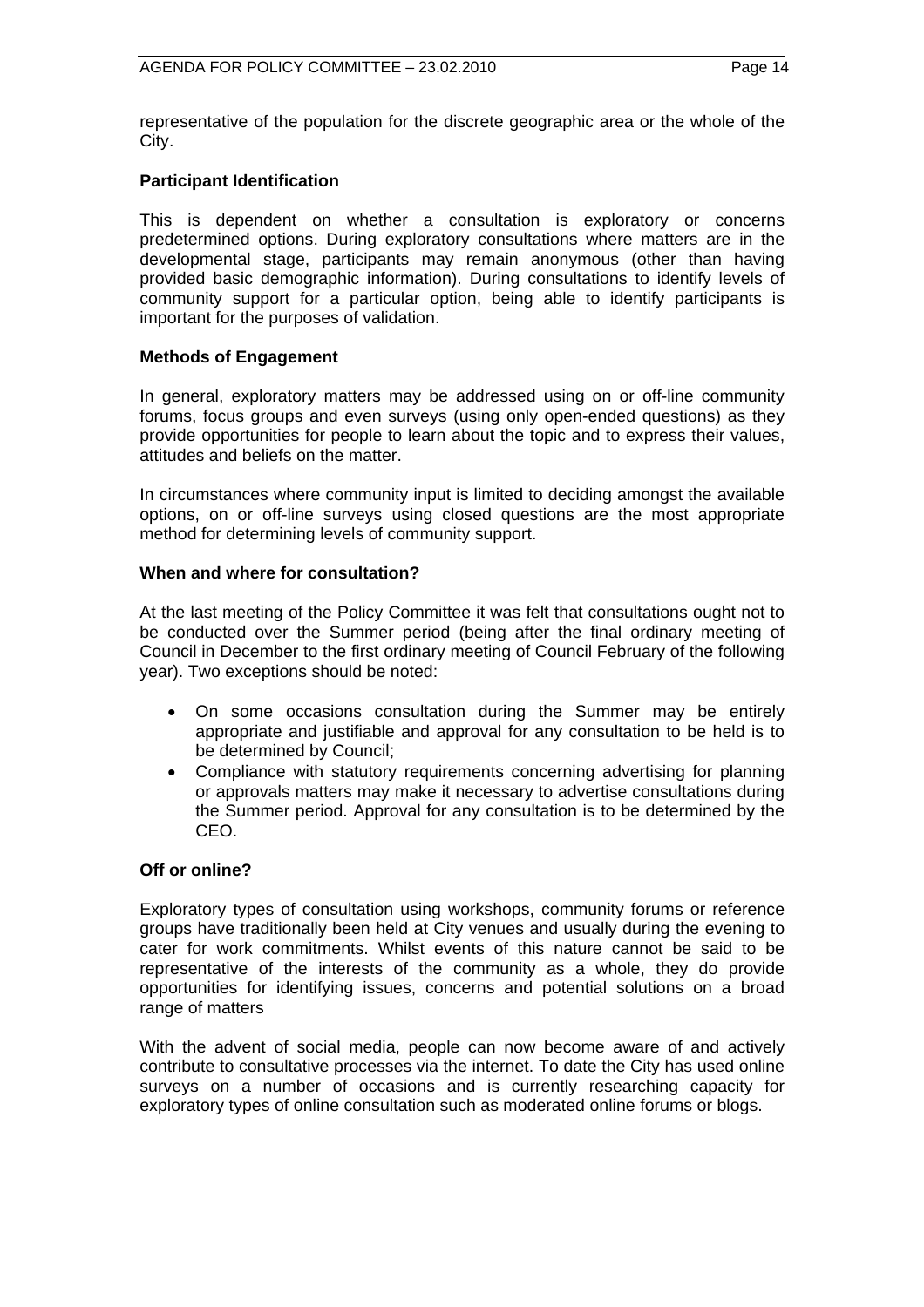representative of the population for the discrete geographic area or the whole of the City.

**Participant Identification**

This is dependent on whether a consultation is exploratory or concerns predetermined options. During exploratory consultations where matters are in the developmental stage, participants may remain anonymous (other than having provided basic demographic information). During consultations to identify levels of community support for a particular option, being able to identify participants is important for the purposes of validation.

**Methods of Engagement**

In general, exploratory matters may be addressed using on or off-line community forums, focus groups and even surveys (using only open-ended questions) as they provide opportunities for people to learn about the topic and to express their values, attitudes and beliefs on the matter.

In circumstances where community input is limited to deciding amongst the available options, on or off-line surveys using closed questions are the most appropriate method for determining levels of community support.

**When and where for consultation?**

At the last meeting of the Policy Committee it was felt that consultations ought not to be conducted over the Summer period (being after the final ordinary meeting of Council in December to the first ordinary meeting of Council February of the following year). Two exceptions should be noted:

- On some occasions consultation during the Summer may be entirely appropriate and justifiable and approval for any consultation to be held is to be determined by Council;
- Compliance with statutory requirements concerning advertising for planning or approvals matters may make it necessary to advertise consultations during the Summer period. Approval for any consultation is to be determined by the CEO.

**Off or online?**

Exploratory types of consultation using workshops, community forums or reference groups have traditionally been held at City venues and usually during the evening to cater for work commitments. Whilst events of this nature cannot be said to be representative of the interests of the community as a whole, they do provide opportunities for identifying issues, concerns and potential solutions on a broad range of matters

With the advent of social media, people can now become aware of and actively contribute to consultative processes via the internet. To date the City has used online surveys on a number of occasions and is currently researching capacity for exploratory types of online consultation such as moderated online forums or blogs.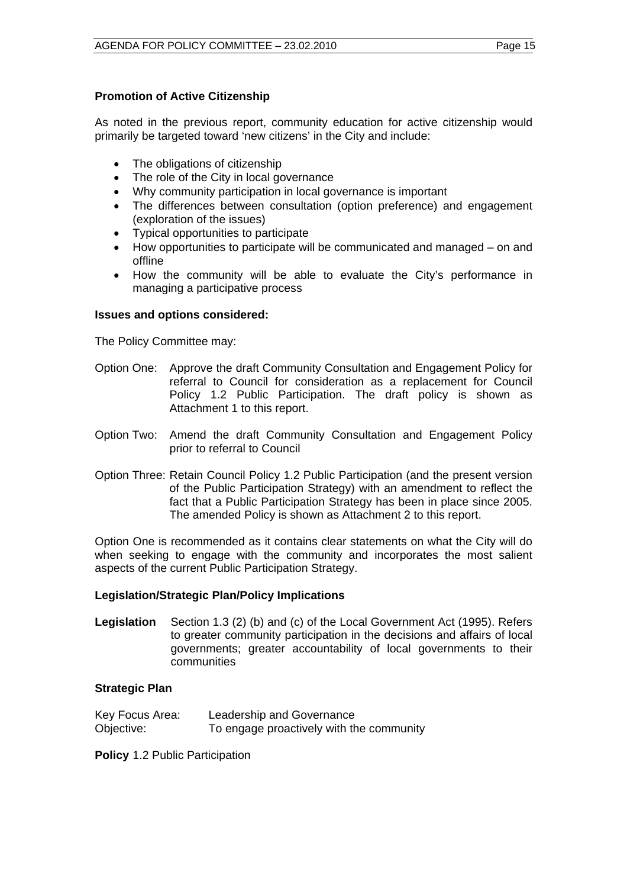**Promotion of Active Citizenship**

As noted in the previous report, community education for active citizenship would primarily be targeted toward 'new citizens' in the City and include:

- The obligations of citizenship
- The role of the City in local governance
- Why community participation in local governance is important
- The differences between consultation (option preference) and engagement (exploration of the issues)
- Typical opportunities to participate
- How opportunities to participate will be communicated and managed – on and offline
- How the community will be able to evaluate the City's performance in managing a participative process

**Issues and options considered:**

The Policy Committee may:

Option One: Approve the draft Community Consultation and Engagement Policy for referral to Council for consideration as a replacement for Council Policy 1.2 Public Participation. The draft policy is shown as Attachment 1 to this report.

Option Two: Amend the draft Community Consultation and Engagement Policy prior to referral to Council

Option Three: Retain Council Policy 1.2 Public Participation (and the present version of the Public Participation Strategy) with an amendment to reflect the fact that a Public Participation Strategy has been in place since 2005. The amended Policy is shown as Attachment 2 to this report.

Option One is recommended as it contains clear statements on what the City will do when seeking to engage with the community and incorporates the most salient aspects of the current Public Participation Strategy.

**Legislation/Strategic Plan/Policy Implications**

**Legislation** Section 1.3 (2) (b) and (c) of the Local Government Act (1995). Refers to greater community participation in the decisions and affairs of local governments; greater accountability of local governments to their communities

**Strategic Plan**

Key Focus Area: Leadership and Governance
Objective: To engage proactively with the community

**Policy** 1.2 Public Participation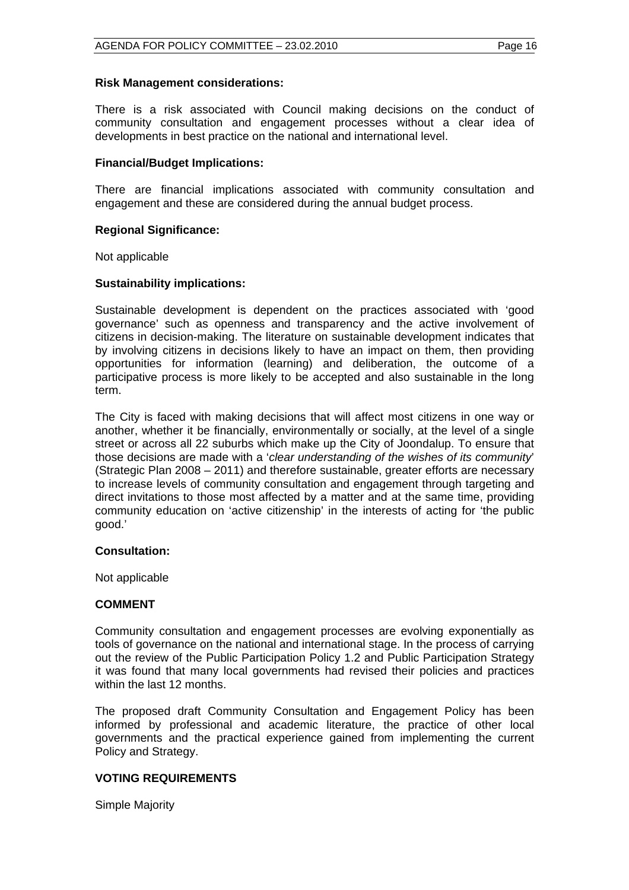**Risk Management considerations:**

There is a risk associated with Council making decisions on the conduct of community consultation and engagement processes without a clear idea of developments in best practice on the national and international level.

**Financial/Budget Implications:**

There are financial implications associated with community consultation and engagement and these are considered during the annual budget process.

**Regional Significance:**

Not applicable

**Sustainability implications:**

Sustainable development is dependent on the practices associated with 'good governance' such as openness and transparency and the active involvement of citizens in decision-making. The literature on sustainable development indicates that by involving citizens in decisions likely to have an impact on them, then providing opportunities for information (learning) and deliberation, the outcome of a participative process is more likely to be accepted and also sustainable in the long term.

The City is faced with making decisions that will affect most citizens in one way or another, whether it be financially, environmentally or socially, at the level of a single street or across all 22 suburbs which make up the City of Joondalup. To ensure that those decisions are made with a '*clear understanding of the wishes of its community*' (Strategic Plan 2008 – 2011) and therefore sustainable, greater efforts are necessary to increase levels of community consultation and engagement through targeting and direct invitations to those most affected by a matter and at the same time, providing community education on 'active citizenship' in the interests of acting for 'the public good.'

**Consultation:**

Not applicable

## COMMENT

Community consultation and engagement processes are evolving exponentially as tools of governance on the national and international stage. In the process of carrying out the review of the Public Participation Policy 1.2 and Public Participation Strategy it was found that many local governments had revised their policies and practices within the last 12 months.

The proposed draft Community Consultation and Engagement Policy has been informed by professional and academic literature, the practice of other local governments and the practical experience gained from implementing the current Policy and Strategy.

## VOTING REQUIREMENTS

Simple Majority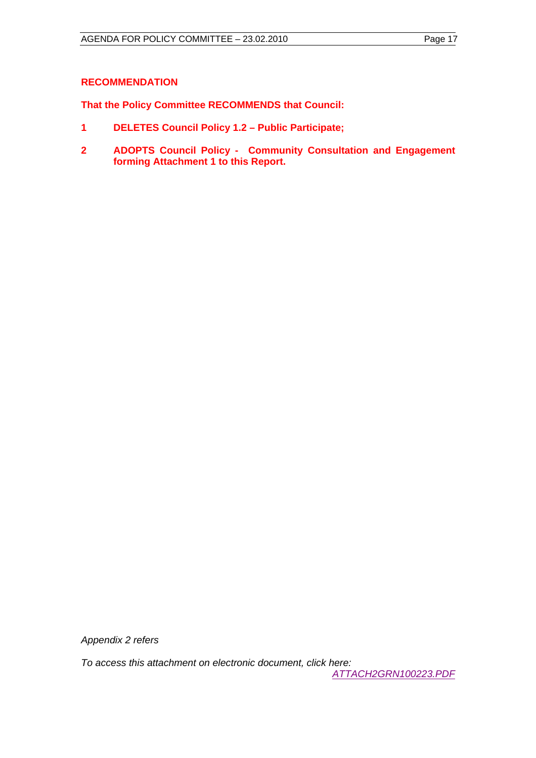**RECOMMENDATION**

**That the Policy Committee RECOMMENDS that Council:**

1. **DELETES Council Policy 1.2 – Public Participate;**
2. **ADOPTS Council Policy - Community Consultation and Engagement forming Attachment 1 to this Report.**

*Appendix 2 refers*

*To access this attachment on electronic document, click here: ATTACH2GRN100223.PDF*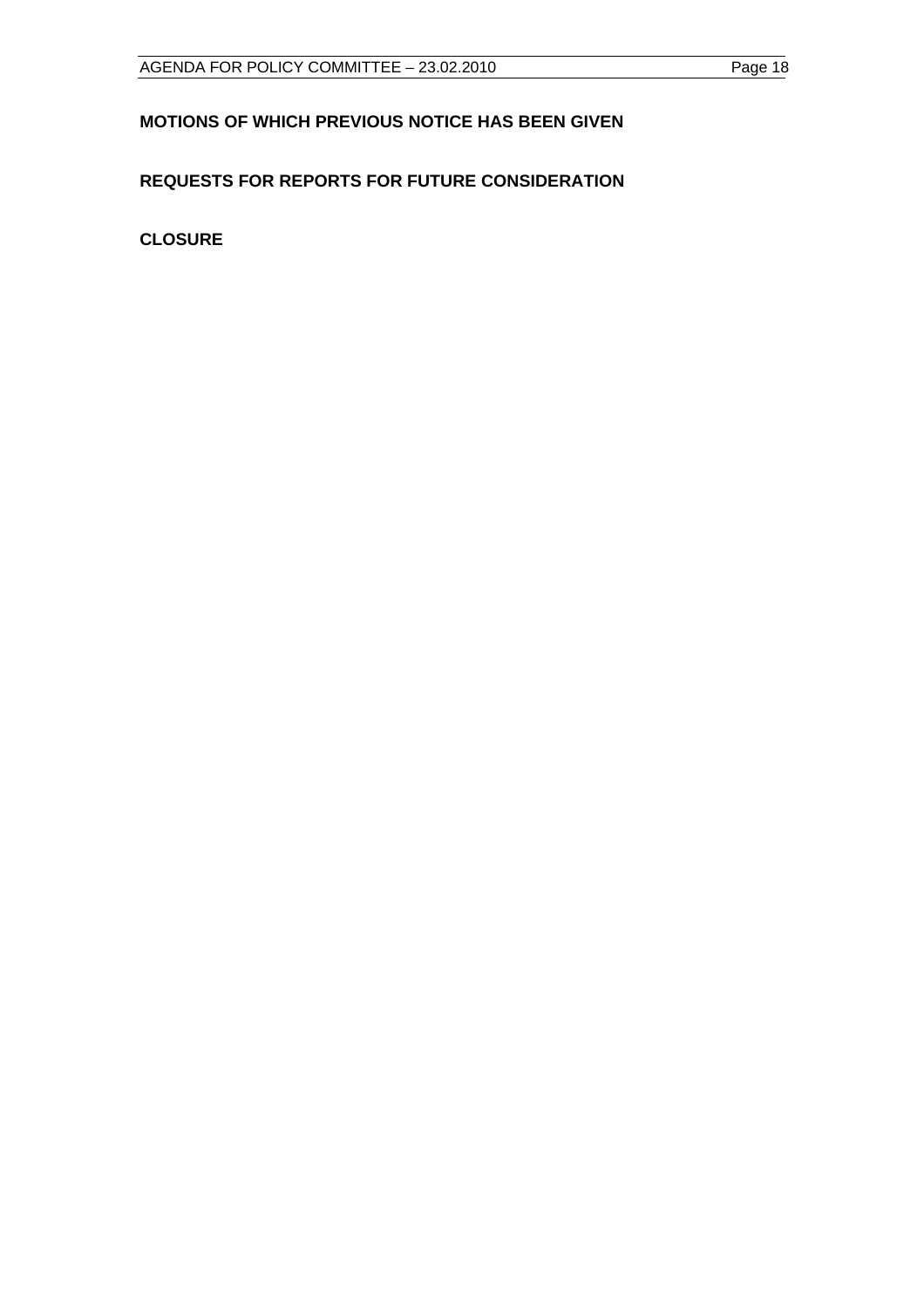**MOTIONS OF WHICH PREVIOUS NOTICE HAS BEEN GIVEN**

**REQUESTS FOR REPORTS FOR FUTURE CONSIDERATION**

**CLOSURE**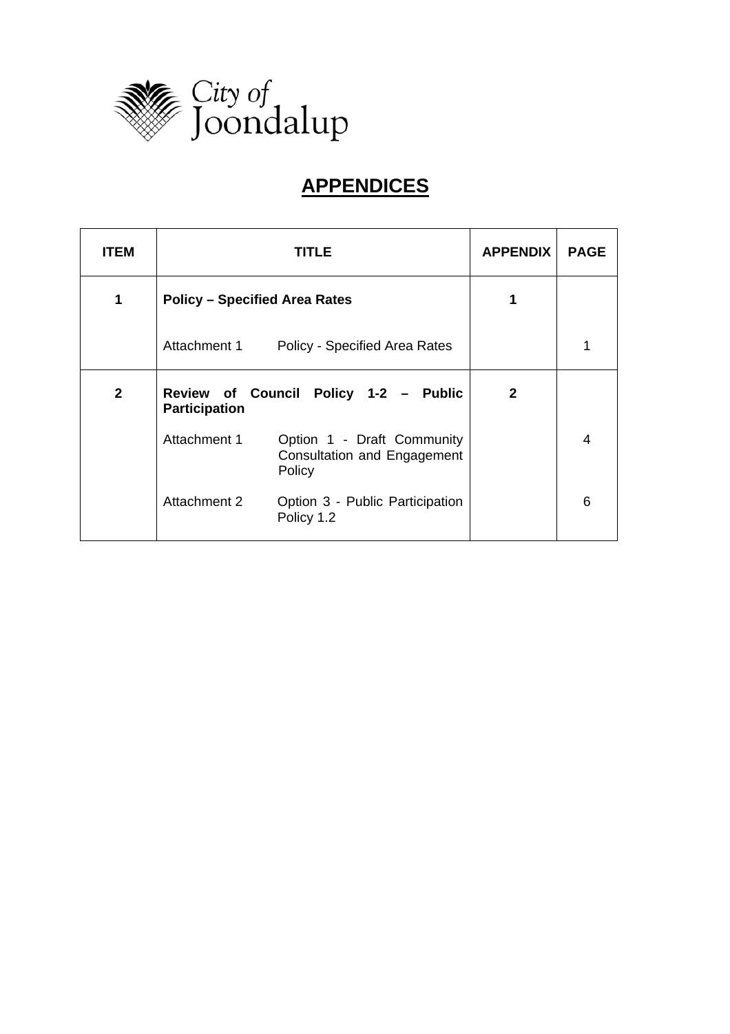City of Joondalup

# APPENDICES

| ITEM | TITLE | | APPENDIX | PAGE |
|---|---|---|---|---|
| 1 | **Policy – Specified Area Rates** | | 1 | |
| | Attachment 1 | Policy - Specified Area Rates | | 1 |
| 2 | **Review of Council Policy 1-2 – Public Participation** | | 2 | |
| | Attachment 1 | Option 1 - Draft Community Consultation and Engagement Policy | | 4 |
| | Attachment 2 | Option 3 - Public Participation Policy 1.2 | | 6 |